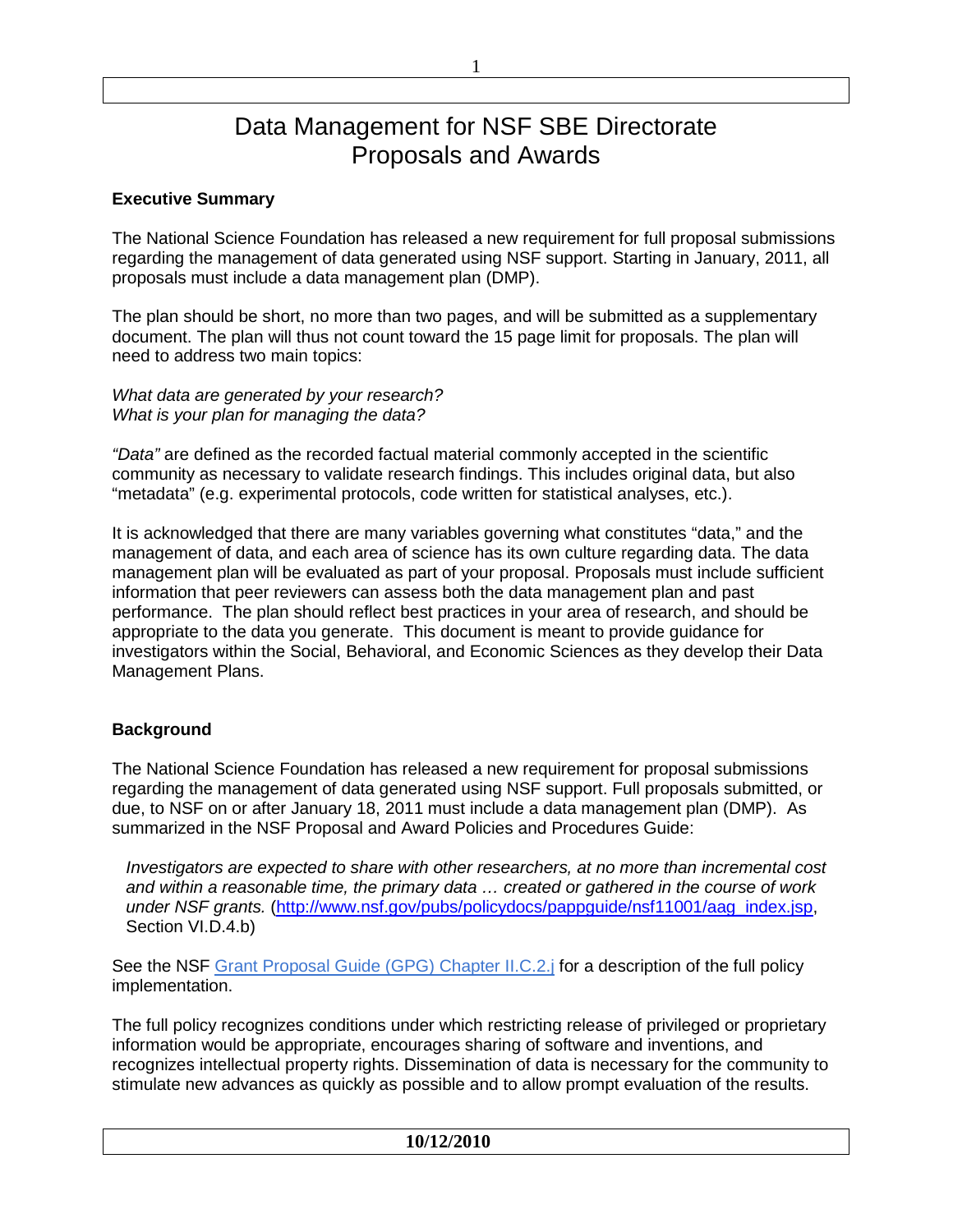# Data Management for NSF SBE Directorate Proposals and Awards

**Executive Summary**

The National Science Foundation has released a new requirement for full proposal submissions regarding the management of data generated using NSF support. Starting in January, 2011, all proposals must include a data management plan (DMP).

The plan should be short, no more than two pages, and will be submitted as a supplementary document. The plan will thus not count toward the 15 page limit for proposals. The plan will need to address two main topics:

*What data are generated by your research?*
*What is your plan for managing the data?*

*"Data"* are defined as the recorded factual material commonly accepted in the scientific community as necessary to validate research findings. This includes original data, but also "metadata" (e.g. experimental protocols, code written for statistical analyses, etc.).

It is acknowledged that there are many variables governing what constitutes "data," and the management of data, and each area of science has its own culture regarding data. The data management plan will be evaluated as part of your proposal. Proposals must include sufficient information that peer reviewers can assess both the data management plan and past performance. The plan should reflect best practices in your area of research, and should be appropriate to the data you generate. This document is meant to provide guidance for investigators within the Social, Behavioral, and Economic Sciences as they develop their Data Management Plans.

**Background**

The National Science Foundation has released a new requirement for proposal submissions regarding the management of data generated using NSF support. Full proposals submitted, or due, to NSF on or after January 18, 2011 must include a data management plan (DMP). As summarized in the NSF Proposal and Award Policies and Procedures Guide:

> *Investigators are expected to share with other researchers, at no more than incremental cost and within a reasonable time, the primary data … created or gathered in the course of work under NSF grants.* (http://www.nsf.gov/pubs/policydocs/pappguide/nsf11001/aag_index.jsp, Section VI.D.4.b)

See the NSF Grant Proposal Guide (GPG) Chapter II.C.2.j for a description of the full policy implementation.

The full policy recognizes conditions under which restricting release of privileged or proprietary information would be appropriate, encourages sharing of software and inventions, and recognizes intellectual property rights. Dissemination of data is necessary for the community to stimulate new advances as quickly as possible and to allow prompt evaluation of the results.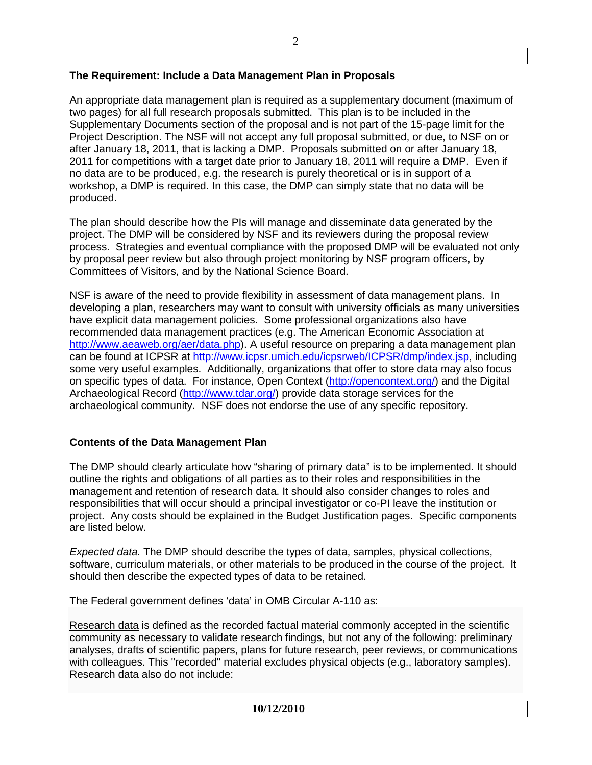## The Requirement: Include a Data Management Plan in Proposals

An appropriate data management plan is required as a supplementary document (maximum of two pages) for all full research proposals submitted. This plan is to be included in the Supplementary Documents section of the proposal and is not part of the 15-page limit for the Project Description. The NSF will not accept any full proposal submitted, or due, to NSF on or after January 18, 2011, that is lacking a DMP. Proposals submitted on or after January 18, 2011 for competitions with a target date prior to January 18, 2011 will require a DMP. Even if no data are to be produced, e.g. the research is purely theoretical or is in support of a workshop, a DMP is required. In this case, the DMP can simply state that no data will be produced.

The plan should describe how the PIs will manage and disseminate data generated by the project. The DMP will be considered by NSF and its reviewers during the proposal review process. Strategies and eventual compliance with the proposed DMP will be evaluated not only by proposal peer review but also through project monitoring by NSF program officers, by Committees of Visitors, and by the National Science Board.

NSF is aware of the need to provide flexibility in assessment of data management plans. In developing a plan, researchers may want to consult with university officials as many universities have explicit data management policies. Some professional organizations also have recommended data management practices (e.g. The American Economic Association at http://www.aeaweb.org/aer/data.php). A useful resource on preparing a data management plan can be found at ICPSR at http://www.icpsr.umich.edu/icpsrweb/ICPSR/dmp/index.jsp, including some very useful examples. Additionally, organizations that offer to store data may also focus on specific types of data. For instance, Open Context (http://opencontext.org/) and the Digital Archaeological Record (http://www.tdar.org/) provide data storage services for the archaeological community. NSF does not endorse the use of any specific repository.

## Contents of the Data Management Plan

The DMP should clearly articulate how "sharing of primary data" is to be implemented. It should outline the rights and obligations of all parties as to their roles and responsibilities in the management and retention of research data. It should also consider changes to roles and responsibilities that will occur should a principal investigator or co-PI leave the institution or project. Any costs should be explained in the Budget Justification pages. Specific components are listed below.

*Expected data.* The DMP should describe the types of data, samples, physical collections, software, curriculum materials, or other materials to be produced in the course of the project. It should then describe the expected types of data to be retained.

The Federal government defines 'data' in OMB Circular A-110 as:

Research data is defined as the recorded factual material commonly accepted in the scientific community as necessary to validate research findings, but not any of the following: preliminary analyses, drafts of scientific papers, plans for future research, peer reviews, or communications with colleagues. This "recorded" material excludes physical objects (e.g., laboratory samples). Research data also do not include: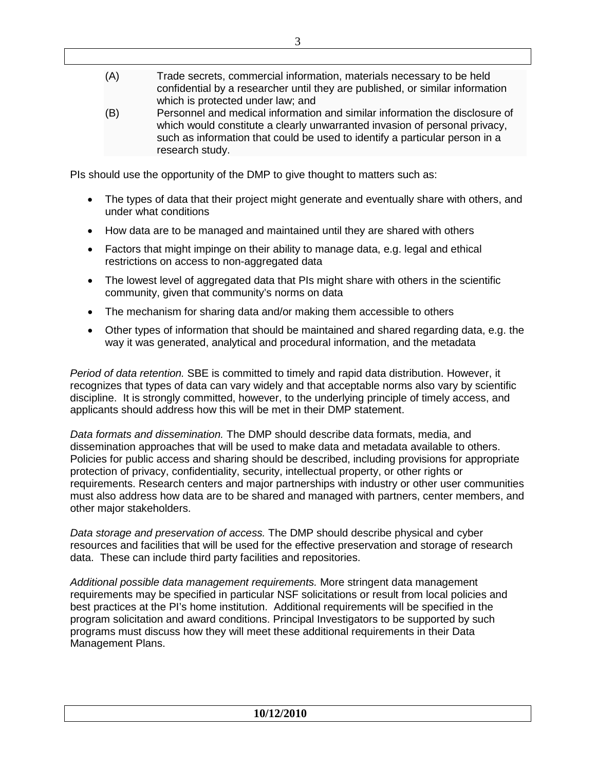(A) Trade secrets, commercial information, materials necessary to be held confidential by a researcher until they are published, or similar information which is protected under law; and

(B) Personnel and medical information and similar information the disclosure of which would constitute a clearly unwarranted invasion of personal privacy, such as information that could be used to identify a particular person in a research study.

PIs should use the opportunity of the DMP to give thought to matters such as:

- The types of data that their project might generate and eventually share with others, and under what conditions
- How data are to be managed and maintained until they are shared with others
- Factors that might impinge on their ability to manage data, e.g. legal and ethical restrictions on access to non-aggregated data
- The lowest level of aggregated data that PIs might share with others in the scientific community, given that community's norms on data
- The mechanism for sharing data and/or making them accessible to others
- Other types of information that should be maintained and shared regarding data, e.g. the way it was generated, analytical and procedural information, and the metadata

*Period of data retention.* SBE is committed to timely and rapid data distribution. However, it recognizes that types of data can vary widely and that acceptable norms also vary by scientific discipline. It is strongly committed, however, to the underlying principle of timely access, and applicants should address how this will be met in their DMP statement.

*Data formats and dissemination.* The DMP should describe data formats, media, and dissemination approaches that will be used to make data and metadata available to others. Policies for public access and sharing should be described, including provisions for appropriate protection of privacy, confidentiality, security, intellectual property, or other rights or requirements. Research centers and major partnerships with industry or other user communities must also address how data are to be shared and managed with partners, center members, and other major stakeholders.

*Data storage and preservation of access.* The DMP should describe physical and cyber resources and facilities that will be used for the effective preservation and storage of research data. These can include third party facilities and repositories.

*Additional possible data management requirements.* More stringent data management requirements may be specified in particular NSF solicitations or result from local policies and best practices at the PI's home institution. Additional requirements will be specified in the program solicitation and award conditions. Principal Investigators to be supported by such programs must discuss how they will meet these additional requirements in their Data Management Plans.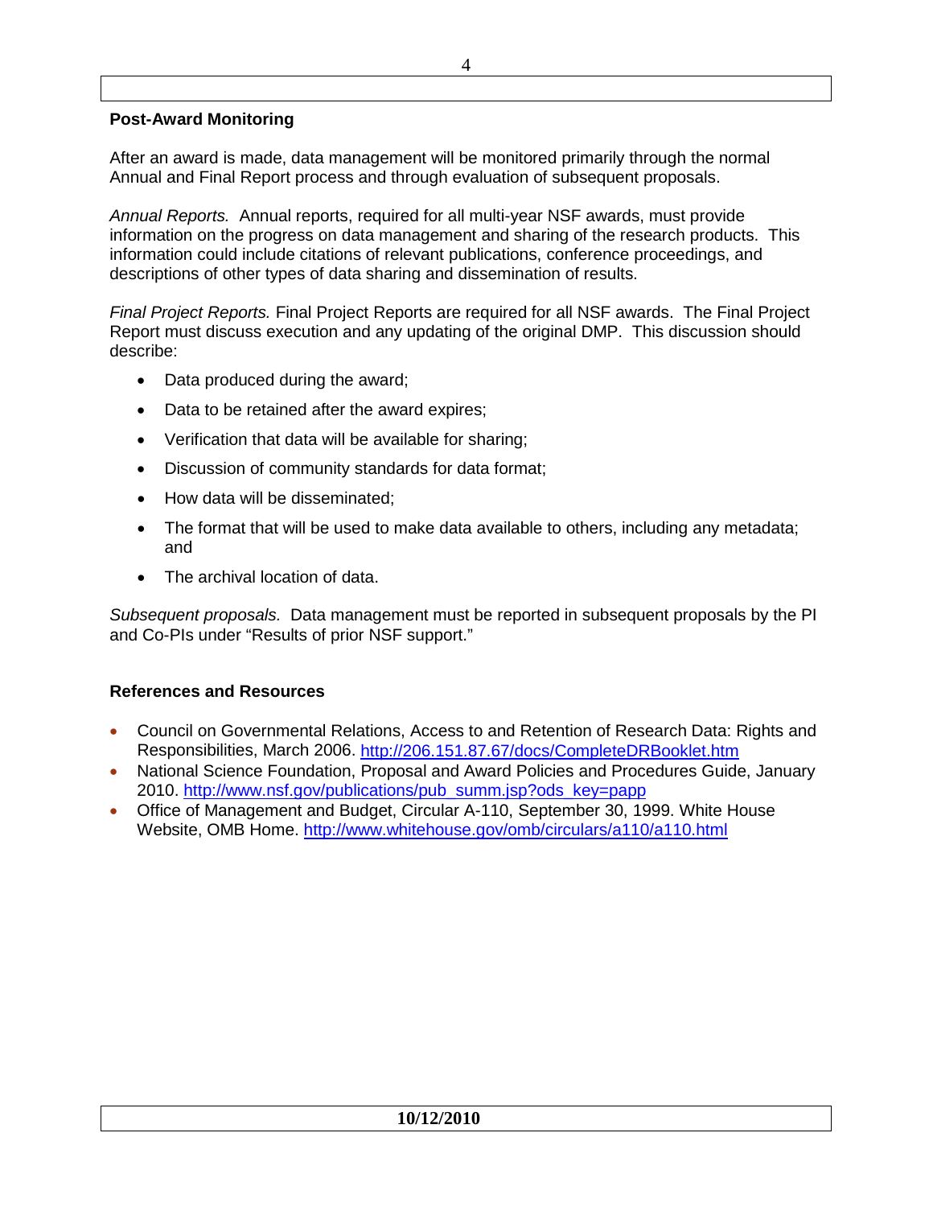## Post-Award Monitoring

After an award is made, data management will be monitored primarily through the normal Annual and Final Report process and through evaluation of subsequent proposals.

*Annual Reports.* Annual reports, required for all multi-year NSF awards, must provide information on the progress on data management and sharing of the research products. This information could include citations of relevant publications, conference proceedings, and descriptions of other types of data sharing and dissemination of results.

*Final Project Reports.* Final Project Reports are required for all NSF awards. The Final Project Report must discuss execution and any updating of the original DMP. This discussion should describe:

- Data produced during the award;
- Data to be retained after the award expires;
- Verification that data will be available for sharing;
- Discussion of community standards for data format;
- How data will be disseminated;
- The format that will be used to make data available to others, including any metadata; and
- The archival location of data.

*Subsequent proposals.* Data management must be reported in subsequent proposals by the PI and Co-PIs under "Results of prior NSF support."

## References and Resources

- Council on Governmental Relations, Access to and Retention of Research Data: Rights and Responsibilities, March 2006. http://206.151.87.67/docs/CompleteDRBooklet.htm
- National Science Foundation, Proposal and Award Policies and Procedures Guide, January 2010. http://www.nsf.gov/publications/pub_summ.jsp?ods_key=papp
- Office of Management and Budget, Circular A-110, September 30, 1999. White House Website, OMB Home. http://www.whitehouse.gov/omb/circulars/a110/a110.html